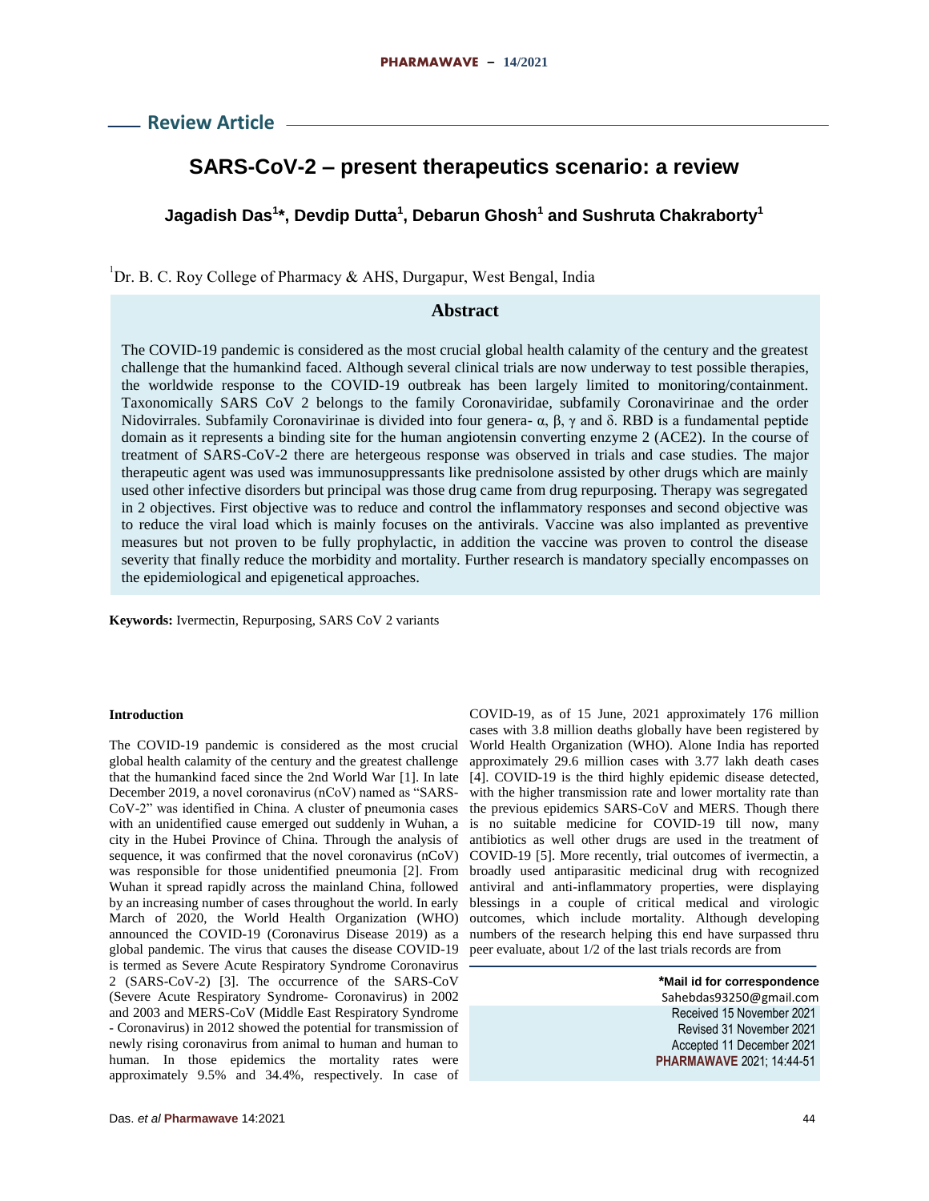## Review Article

# SARS-CoV-2 – present therapeutics scenario: a review

**Jagadish Das[1]*, Devdip Dutta[1], Debarun Ghosh[1] and Sushruta Chakraborty[1]**

[1]Dr. B. C. Roy College of Pharmacy & AHS, Durgapur, West Bengal, India

## Abstract

The COVID-19 pandemic is considered as the most crucial global health calamity of the century and the greatest challenge that the humankind faced. Although several clinical trials are now underway to test possible therapies, the worldwide response to the COVID-19 outbreak has been largely limited to monitoring/containment. Taxonomically SARS CoV 2 belongs to the family Coronaviridae, subfamily Coronavirinae and the order Nidovirrales. Subfamily Coronavirinae is divided into four genera- α, β, γ and δ. RBD is a fundamental peptide domain as it represents a binding site for the human angiotensin converting enzyme 2 (ACE2). In the course of treatment of SARS-CoV-2 there are hetergeous response was observed in trials and case studies. The major therapeutic agent was used was immunosuppressants like prednisolone assisted by other drugs which are mainly used other infective disorders but principal was those drug came from drug repurposing. Therapy was segregated in 2 objectives. First objective was to reduce and control the inflammatory responses and second objective was to reduce the viral load which is mainly focuses on the antivirals. Vaccine was also implanted as preventive measures but not proven to be fully prophylactic, in addition the vaccine was proven to control the disease severity that finally reduce the morbidity and mortality. Further research is mandatory specially encompasses on the epidemiological and epigenetical approaches.

**Keywords:** Ivermectin, Repurposing, SARS CoV 2 variants

### Introduction

The COVID-19 pandemic is considered as the most crucial global health calamity of the century and the greatest challenge that the humankind faced since the 2nd World War [1]. In late December 2019, a novel coronavirus (nCoV) named as "SARS-CoV-2" was identified in China. A cluster of pneumonia cases with an unidentified cause emerged out suddenly in Wuhan, a city in the Hubei Province of China. Through the analysis of sequence, it was confirmed that the novel coronavirus (nCoV) was responsible for those unidentified pneumonia [2]. From Wuhan it spread rapidly across the mainland China, followed by an increasing number of cases throughout the world. In early March of 2020, the World Health Organization (WHO) announced the COVID-19 (Coronavirus Disease 2019) as a global pandemic. The virus that causes the disease COVID-19 is termed as Severe Acute Respiratory Syndrome Coronavirus 2 (SARS-CoV-2) [3]. The occurrence of the SARS-CoV (Severe Acute Respiratory Syndrome- Coronavirus) in 2002 and 2003 and MERS-CoV (Middle East Respiratory Syndrome - Coronavirus) in 2012 showed the potential for transmission of newly rising coronavirus from animal to human and human to human. In those epidemics the mortality rates were approximately 9.5% and 34.4%, respectively. In case of COVID-19, as of 15 June, 2021 approximately 176 million cases with 3.8 million deaths globally have been registered by World Health Organization (WHO). Alone India has reported approximately 29.6 million cases with 3.77 lakh death cases [4]. COVID-19 is the third highly epidemic disease detected, with the higher transmission rate and lower mortality rate than the previous epidemics SARS-CoV and MERS. Though there is no suitable medicine for COVID-19 till now, many antibiotics as well other drugs are used in the treatment of COVID-19 [5]. More recently, trial outcomes of ivermectin, a broadly used antiparasitic medicinal drug with recognized antiviral and anti-inflammatory properties, were displaying blessings in a couple of critical medical and virologic outcomes, which include mortality. Although developing numbers of the research helping this end have surpassed thru peer evaluate, about 1/2 of the last trials records are from

**\*Mail id for correspondence**
Sahebdas93250@gmail.com
Received 15 November 2021
Revised 31 November 2021
Accepted 11 December 2021
**PHARMAWAVE** 2021; 14:44-51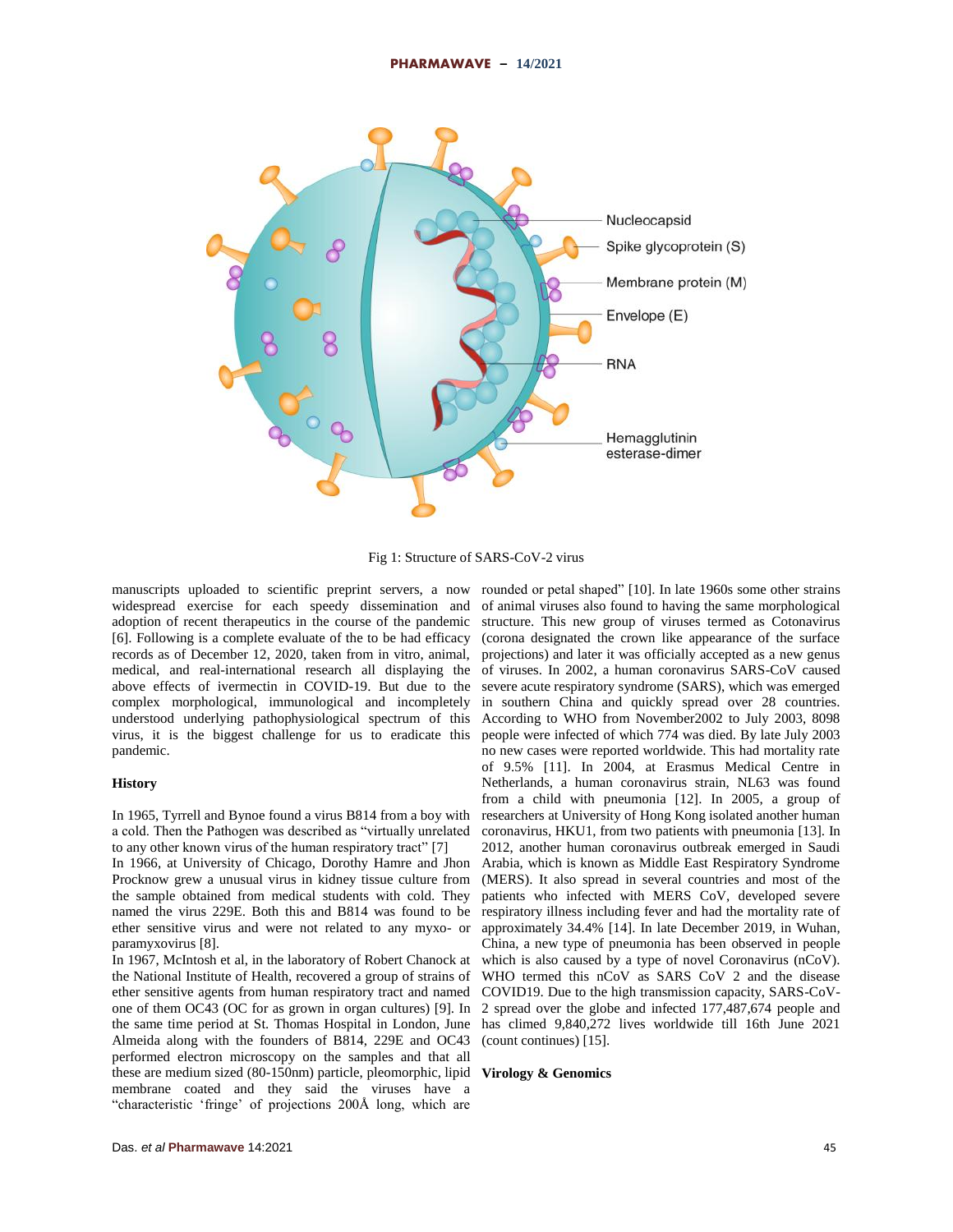Fig 1: Structure of SARS-CoV-2 virus

manuscripts uploaded to scientific preprint servers, a now widespread exercise for each speedy dissemination and adoption of recent therapeutics in the course of the pandemic [6]. Following is a complete evaluate of the to be had efficacy records as of December 12, 2020, taken from in vitro, animal, medical, and real-international research all displaying the above effects of ivermectin in COVID-19. But due to the complex morphological, immunological and incompletely understood underlying pathophysiological spectrum of this virus, it is the biggest challenge for us to eradicate this pandemic.

## History

In 1965, Tyrrell and Bynoe found a virus B814 from a boy with a cold. Then the Pathogen was described as "virtually unrelated to any other known virus of the human respiratory tract" [7]

In 1966, at University of Chicago, Dorothy Hamre and Jhon Procknow grew a unusual virus in kidney tissue culture from the sample obtained from medical students with cold. They named the virus 229E. Both this and B814 was found to be ether sensitive virus and were not related to any myxo- or paramyxovirus [8].

In 1967, McIntosh et al, in the laboratory of Robert Chanock at the National Institute of Health, recovered a group of strains of ether sensitive agents from human respiratory tract and named one of them OC43 (OC for as grown in organ cultures) [9]. In the same time period at St. Thomas Hospital in London, June Almeida along with the founders of B814, 229E and OC43 performed electron microscopy on the samples and that all these are medium sized (80-150nm) particle, pleomorphic, lipid membrane coated and they said the viruses have a "characteristic 'fringe' of projections 200Å long, which are rounded or petal shaped" [10]. In late 1960s some other strains of animal viruses also found to having the same morphological structure. This new group of viruses termed as Cotonavirus (corona designated the crown like appearance of the surface projections) and later it was officially accepted as a new genus of viruses. In 2002, a human coronavirus SARS-CoV caused severe acute respiratory syndrome (SARS), which was emerged in southern China and quickly spread over 28 countries. According to WHO from November2002 to July 2003, 8098 people were infected of which 774 was died. By late July 2003 no new cases were reported worldwide. This had mortality rate of 9.5% [11]. In 2004, at Erasmus Medical Centre in Netherlands, a human coronavirus strain, NL63 was found from a child with pneumonia [12]. In 2005, a group of researchers at University of Hong Kong isolated another human coronavirus, HKU1, from two patients with pneumonia [13]. In 2012, another human coronavirus outbreak emerged in Saudi Arabia, which is known as Middle East Respiratory Syndrome (MERS). It also spread in several countries and most of the patients who infected with MERS CoV, developed severe respiratory illness including fever and had the mortality rate of approximately 34.4% [14]. In late December 2019, in Wuhan, China, a new type of pneumonia has been observed in people which is also caused by a type of novel Coronavirus (nCoV). WHO termed this nCoV as SARS CoV 2 and the disease COVID19. Due to the high transmission capacity, SARS-CoV-2 spread over the globe and infected 177,487,674 people and has climed 9,840,272 lives worldwide till 16th June 2021 (count continues) [15].

## Virology & Genomics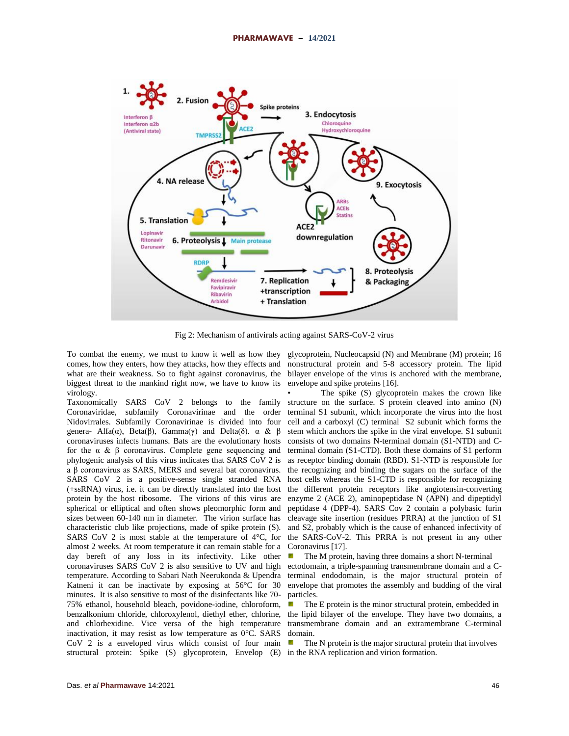Fig 2: Mechanism of antivirals acting against SARS-CoV-2 virus

To combat the enemy, we must to know it well as how they comes, how they enters, how they attacks, how they effects and what are their weakness. So to fight against coronavirus, the biggest threat to the mankind right now, we have to know its virology.

Taxonomically SARS CoV 2 belongs to the family Coronaviridae, subfamily Coronavirinae and the order Nidovirrales. Subfamily Coronavirinae is divided into four genera- Alfa(α), Beta(β), Gamma(γ) and Delta(δ). α & β coronaviruses infects humans. Bats are the evolutionary hosts for the α & β coronavirus. Complete gene sequencing and phylogenic analysis of this virus indicates that SARS CoV 2 is a β coronavirus as SARS, MERS and several bat coronavirus. SARS CoV 2 is a positive-sense single stranded RNA (+ssRNA) virus, i.e. it can be directly translated into the host protein by the host ribosome. The virions of this virus are spherical or elliptical and often shows pleomorphic form and sizes between 60-140 nm in diameter. The virion surface has characteristic club like projections, made of spike protein (S). SARS CoV 2 is most stable at the temperature of 4°C, for almost 2 weeks. At room temperature it can remain stable for a day bereft of any loss in its infectivity. Like other coronaviruses SARS CoV 2 is also sensitive to UV and high temperature. According to Sabari Nath Neerukonda & Upendra Katneni it can be inactivate by exposing at 56°C for 30 minutes. It is also sensitive to most of the disinfectants like 70-75% ethanol, household bleach, povidone-iodine, chloroform, benzalkonium chloride, chloroxylenol, diethyl ether, chlorine, and chlorhexidine. Vice versa of the high temperature inactivation, it may resist as low temperature as 0°C. SARS CoV 2 is a enveloped virus which consist of four main structural protein: Spike (S) glycoprotein, Envelop (E) glycoprotein, Nucleocapsid (N) and Membrane (M) protein; 16 nonstructural protein and 5-8 accessory protein. The lipid bilayer envelope of the virus is anchored with the membrane, envelope and spike proteins [16].

- The spike (S) glycoprotein makes the crown like structure on the surface. S protein cleaved into amino (N) terminal S1 subunit, which incorporate the virus into the host cell and a carboxyl (C) terminal S2 subunit which forms the stem which anchors the spike in the viral envelope. S1 subunit consists of two domains N-terminal domain (S1-NTD) and C-terminal domain (S1-CTD). Both these domains of S1 perform as receptor binding domain (RBD). S1-NTD is responsible for the recognizing and binding the sugars on the surface of the host cells whereas the S1-CTD is responsible for recognizing the different protein receptors like angiotensin-converting enzyme 2 (ACE 2), aminopeptidase N (APN) and dipeptidyl peptidase 4 (DPP-4). SARS Cov 2 contain a polybasic furin cleavage site insertion (residues PRRA) at the junction of S1 and S2, probably which is the cause of enhanced infectivity of the SARS-CoV-2. This PRRA is not present in any other Coronavirus [17].
- The M protein, having three domains a short N-terminal ectodomain, a triple-spanning transmembrane domain and a C-terminal endodomain, is the major structural protein of envelope that promotes the assembly and budding of the viral particles.
- The E protein is the minor structural protein, embedded in the lipid bilayer of the envelope. They have two domains, a transmembrane domain and an extramembrane C-terminal domain.
- The N protein is the major structural protein that involves in the RNA replication and virion formation.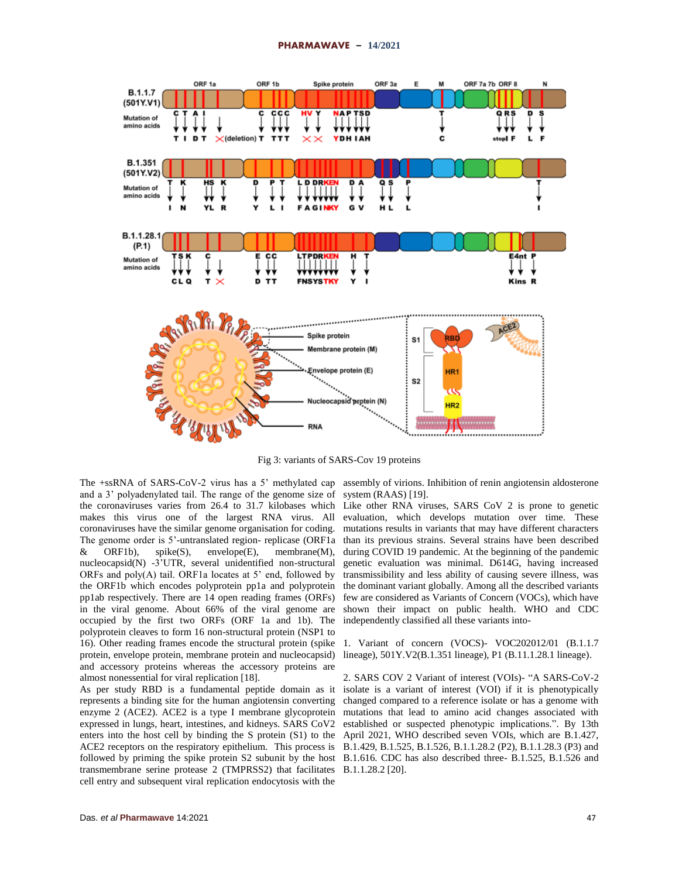Fig 3: variants of SARS-Cov 19 proteins

The +ssRNA of SARS-CoV-2 virus has a 5' methylated cap and a 3' polyadenylated tail. The range of the genome size of the coronaviruses varies from 26.4 to 31.7 kilobases which makes this virus one of the largest RNA virus. All coronaviruses have the similar genome organisation for coding. The genome order is 5'-untranslated region- replicase (ORF1a & ORF1b), spike(S), envelope(E), membrane(M), nucleocapsid(N) -3'UTR, several unidentified non-structural ORFs and poly(A) tail. ORF1a locates at 5' end, followed by the ORF1b which encodes polyprotein pp1a and polyprotein pp1ab respectively. There are 14 open reading frames (ORFs) in the viral genome. About 66% of the viral genome are occupied by the first two ORFs (ORF 1a and 1b). The polyprotein cleaves to form 16 non-structural protein (NSP1 to 16). Other reading frames encode the structural protein (spike protein, envelope protein, membrane protein and nucleocapsid) and accessory proteins whereas the accessory proteins are almost nonessential for viral replication [18].

As per study RBD is a fundamental peptide domain as it represents a binding site for the human angiotensin converting enzyme 2 (ACE2). ACE2 is a type I membrane glycoprotein expressed in lungs, heart, intestines, and kidneys. SARS CoV2 enters into the host cell by binding the S protein (S1) to the ACE2 receptors on the respiratory epithelium. This process is followed by priming the spike protein S2 subunit by the host transmembrane serine protease 2 (TMPRSS2) that facilitates cell entry and subsequent viral replication endocytosis with the assembly of virions. Inhibition of renin angiotensin aldosterone system (RAAS) [19].

Like other RNA viruses, SARS CoV 2 is prone to genetic evaluation, which develops mutation over time. These mutations results in variants that may have different characters than its previous strains. Several strains have been described during COVID 19 pandemic. At the beginning of the pandemic genetic evaluation was minimal. D614G, having increased transmissibility and less ability of causing severe illness, was the dominant variant globally. Among all the described variants few are considered as Variants of Concern (VOCs), which have shown their impact on public health. WHO and CDC independently classified all these variants into-

1. Variant of concern (VOCS)- VOC202012/01 (B.1.1.7 lineage), 501Y.V2(B.1.351 lineage), P1 (B.11.1.28.1 lineage).

2. SARS COV 2 Variant of interest (VOIs)- "A SARS-CoV-2 isolate is a variant of interest (VOI) if it is phenotypically changed compared to a reference isolate or has a genome with mutations that lead to amino acid changes associated with established or suspected phenotypic implications.". By 13th April 2021, WHO described seven VOIs, which are B.1.427, B.1.429, B.1.525, B.1.526, B.1.1.28.2 (P2), B.1.1.28.3 (P3) and B.1.616. CDC has also described three- B.1.525, B.1.526 and B.1.1.28.2 [20].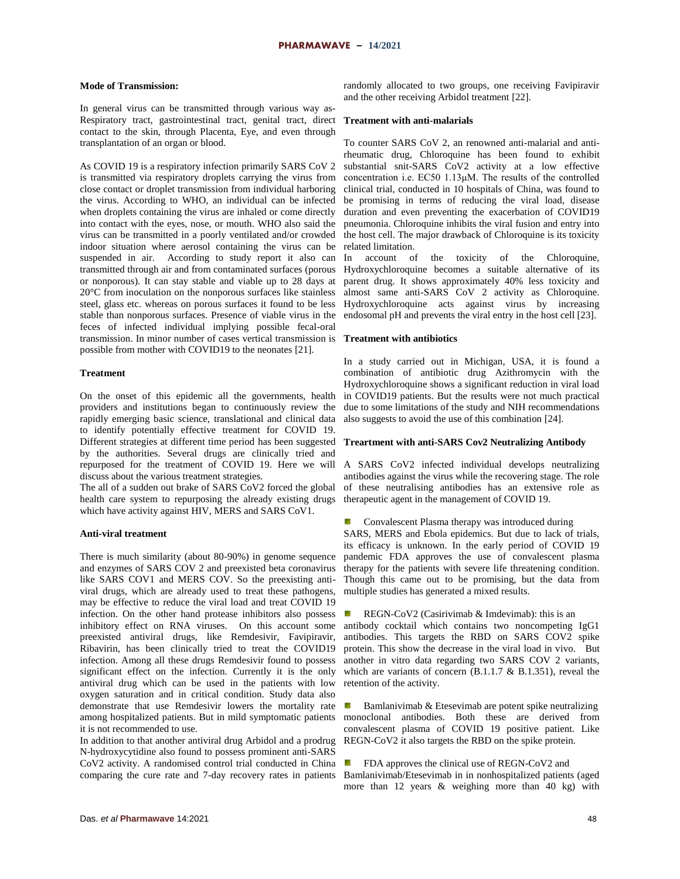**Mode of Transmission:**

In general virus can be transmitted through various way as- Respiratory tract, gastrointestinal tract, genital tract, direct contact to the skin, through Placenta, Eye, and even through transplantation of an organ or blood.

As COVID 19 is a respiratory infection primarily SARS CoV 2 is transmitted via respiratory droplets carrying the virus from close contact or droplet transmission from individual harboring the virus. According to WHO, an individual can be infected when droplets containing the virus are inhaled or come directly into contact with the eyes, nose, or mouth. WHO also said the virus can be transmitted in a poorly ventilated and/or crowded indoor situation where aerosol containing the virus can be suspended in air. According to study report it also can transmitted through air and from contaminated surfaces (porous or nonporous). It can stay stable and viable up to 28 days at 20°C from inoculation on the nonporous surfaces like stainless steel, glass etc. whereas on porous surfaces it found to be less stable than nonporous surfaces. Presence of viable virus in the feces of infected individual implying possible fecal-oral transmission. In minor number of cases vertical transmission is possible from mother with COVID19 to the neonates [21].

**Treatment**

On the onset of this epidemic all the governments, health providers and institutions began to continuously review the rapidly emerging basic science, translational and clinical data to identify potentially effective treatment for COVID 19. Different strategies at different time period has been suggested by the authorities. Several drugs are clinically tried and repurposed for the treatment of COVID 19. Here we will discuss about the various treatment strategies.

The all of a sudden out brake of SARS CoV2 forced the global health care system to repurposing the already existing drugs which have activity against HIV, MERS and SARS CoV1.

**Anti-viral treatment**

There is much similarity (about 80-90%) in genome sequence and enzymes of SARS COV 2 and preexisted beta coronavirus like SARS COV1 and MERS COV. So the preexisting anti-viral drugs, which are already used to treat these pathogens, may be effective to reduce the viral load and treat COVID 19 infection. On the other hand protease inhibitors also possess inhibitory effect on RNA viruses. On this account some preexisted antiviral drugs, like Remdesivir, Favipiravir, Ribavirin, has been clinically tried to treat the COVID19 infection. Among all these drugs Remdesivir found to possess significant effect on the infection. Currently it is the only antiviral drug which can be used in the patients with low oxygen saturation and in critical condition. Study data also demonstrate that use Remdesivir lowers the mortality rate among hospitalized patients. But in mild symptomatic patients it is not recommended to use.

In addition to that another antiviral drug Arbidol and a prodrug N-hydroxycytidine also found to possess prominent anti-SARS CoV2 activity. A randomised control trial conducted in China comparing the cure rate and 7-day recovery rates in patients randomly allocated to two groups, one receiving Favipiravir and the other receiving Arbidol treatment [22].

**Treatment with anti-malarials**

To counter SARS CoV 2, an renowned anti-malarial and anti-rheumatic drug, Chloroquine has been found to exhibit substantial snit-SARS CoV2 activity at a low effective concentration i.e. EC50 1.13μM. The results of the controlled clinical trial, conducted in 10 hospitals of China, was found to be promising in terms of reducing the viral load, disease duration and even preventing the exacerbation of COVID19 pneumonia. Chloroquine inhibits the viral fusion and entry into the host cell. The major drawback of Chloroquine is its toxicity related limitation.

In account of the toxicity of the Chloroquine, Hydroxychloroquine becomes a suitable alternative of its parent drug. It shows approximately 40% less toxicity and almost same anti-SARS CoV 2 activity as Chloroquine. Hydroxychloroquine acts against virus by increasing endosomal pH and prevents the viral entry in the host cell [23].

**Treatment with antibiotics**

In a study carried out in Michigan, USA, it is found a combination of antibiotic drug Azithromycin with the Hydroxychloroquine shows a significant reduction in viral load in COVID19 patients. But the results were not much practical due to some limitations of the study and NIH recommendations also suggests to avoid the use of this combination [24].

**Treartment with anti-SARS Cov2 Neutralizing Antibody**

A SARS CoV2 infected individual develops neutralizing antibodies against the virus while the recovering stage. The role of these neutralising antibodies has an extensive role as therapeutic agent in the management of COVID 19.

- Convalescent Plasma therapy was introduced during SARS, MERS and Ebola epidemics. But due to lack of trials, its efficacy is unknown. In the early period of COVID 19 pandemic FDA approves the use of convalescent plasma therapy for the patients with severe life threatening condition. Though this came out to be promising, but the data from multiple studies has generated a mixed results.
- REGN-CoV2 (Casirivimab & Imdevimab): this is an antibody cocktail which contains two noncompeting IgG1 antibodies. This targets the RBD on SARS COV2 spike protein. This show the decrease in the viral load in vivo. But another in vitro data regarding two SARS COV 2 variants, which are variants of concern (B.1.1.7 & B.1.351), reveal the retention of the activity.
- Bamlanivimab & Etesevimab are potent spike neutralizing monoclonal antibodies. Both these are derived from convalescent plasma of COVID 19 positive patient. Like REGN-CoV2 it also targets the RBD on the spike protein.
- FDA approves the clinical use of REGN-CoV2 and Bamlanivimab/Etesevimab in in nonhospitalized patients (aged more than 12 years & weighing more than 40 kg) with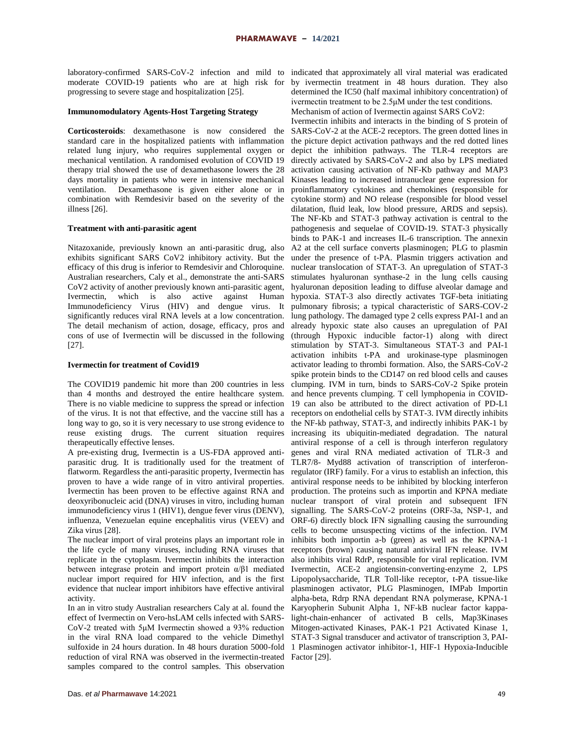laboratory-confirmed SARS-CoV-2 infection and mild to moderate COVID-19 patients who are at high risk for progressing to severe stage and hospitalization [25].

**Immunomodulatory Agents-Host Targeting Strategy**

**Corticosteroids**: dexamethasone is now considered the standard care in the hospitalized patients with inflammation related lung injury, who requires supplemental oxygen or mechanical ventilation. A randomised evolution of COVID 19 therapy trial showed the use of dexamethasone lowers the 28 days mortality in patients who were in intensive mechanical ventilation. Dexamethasone is given either alone or in combination with Remdesivir based on the severity of the illness [26].

**Treatment with anti-parasitic agent**

Nitazoxanide, previously known an anti-parasitic drug, also exhibits significant SARS CoV2 inhibitory activity. But the efficacy of this drug is inferior to Remdesivir and Chloroquine. Australian researchers, Caly et al., demonstrate the anti-SARS CoV2 activity of another previously known anti-parasitic agent, Ivermectin, which is also active against Human Immunodeficiency Virus (HIV) and dengue virus. It significantly reduces viral RNA levels at a low concentration. The detail mechanism of action, dosage, efficacy, pros and cons of use of Ivermectin will be discussed in the following [27].

**Ivermectin for treatment of Covid19**

The COVID19 pandemic hit more than 200 countries in less than 4 months and destroyed the entire healthcare system. There is no viable medicine to suppress the spread or infection of the virus. It is not that effective, and the vaccine still has a long way to go, so it is very necessary to use strong evidence to reuse existing drugs. The current situation requires therapeutically effective lenses.

A pre-existing drug, Ivermectin is a US-FDA approved anti-parasitic drug. It is traditionally used for the treatment of flatworm. Regardless the anti-parasitic property, Ivermectin has proven to have a wide range of in vitro antiviral properties. Ivermectin has been proven to be effective against RNA and deoxyribonucleic acid (DNA) viruses in vitro, including human immunodeficiency virus 1 (HIV1), dengue fever virus (DENV), influenza, Venezuelan equine encephalitis virus (VEEV) and Zika virus [28].

The nuclear import of viral proteins plays an important role in the life cycle of many viruses, including RNA viruses that replicate in the cytoplasm. Ivermectin inhibits the interaction between integrase protein and import protein α/β1 mediated nuclear import required for HIV infection, and is the first evidence that nuclear import inhibitors have effective antiviral activity.

In an in vitro study Australian researchers Caly at al. found the effect of Ivermectin on Vero-hsLAM cells infected with SARS-CoV-2 treated with 5μM Ivermectin showed a 93% reduction in the viral RNA load compared to the vehicle Dimethyl sulfoxide in 24 hours duration. In 48 hours duration 5000-fold reduction of viral RNA was observed in the ivermectin-treated samples compared to the control samples. This observation indicated that approximately all viral material was eradicated by ivermectin treatment in 48 hours duration. They also determined the IC50 (half maximal inhibitory concentration) of ivermectin treatment to be 2.5μM under the test conditions.

Mechanism of action of Ivermectin against SARS CoV2:

Ivermectin inhibits and interacts in the binding of S protein of SARS-CoV-2 at the ACE-2 receptors. The green dotted lines in the picture depict activation pathways and the red dotted lines depict the inhibition pathways. The TLR-4 receptors are directly activated by SARS-CoV-2 and also by LPS mediated activation causing activation of NF-Kb pathway and MAP3 Kinases leading to increased intranuclear gene expression for proinflammatory cytokines and chemokines (responsible for cytokine storm) and NO release (responsible for blood vessel dilatation, fluid leak, low blood pressure, ARDS and sepsis). The NF-Kb and STAT-3 pathway activation is central to the pathogenesis and sequelae of COVID-19. STAT-3 physically binds to PAK-1 and increases IL-6 transcription. The annexin A2 at the cell surface converts plasminogen; PLG to plasmin under the presence of t-PA. Plasmin triggers activation and nuclear translocation of STAT-3. An upregulation of STAT-3 stimulates hyaluronan synthase-2 in the lung cells causing hyaluronan deposition leading to diffuse alveolar damage and hypoxia. STAT-3 also directly activates TGF-beta initiating pulmonary fibrosis; a typical characteristic of SARS-COV-2 lung pathology. The damaged type 2 cells express PAI-1 and an already hypoxic state also causes an upregulation of PAI (through Hypoxic inducible factor-1) along with direct stimulation by STAT-3. Simultaneous STAT-3 and PAI-1 activation inhibits t-PA and urokinase-type plasminogen activator leading to thrombi formation. Also, the SARS-CoV-2 spike protein binds to the CD147 on red blood cells and causes clumping. IVM in turn, binds to SARS-CoV-2 Spike protein and hence prevents clumping. T cell lymphopenia in COVID-19 can also be attributed to the direct activation of PD-L1 receptors on endothelial cells by STAT-3. IVM directly inhibits the NF-kb pathway, STAT-3, and indirectly inhibits PAK-1 by increasing its ubiquitin-mediated degradation. The natural antiviral response of a cell is through interferon regulatory genes and viral RNA mediated activation of TLR-3 and TLR7/8- Myd88 activation of transcription of interferon-regulator (IRF) family. For a virus to establish an infection, this antiviral response needs to be inhibited by blocking interferon production. The proteins such as importin and KPNA mediate nuclear transport of viral protein and subsequent IFN signalling. The SARS-CoV-2 proteins (ORF-3a, NSP-1, and ORF-6) directly block IFN signalling causing the surrounding cells to become unsuspecting victims of the infection. IVM inhibits both importin a-b (green) as well as the KPNA-1 receptors (brown) causing natural antiviral IFN release. IVM also inhibits viral RdrP, responsible for viral replication. IVM Ivermectin, ACE-2 angiotensin-converting-enzyme 2, LPS Lipopolysaccharide, TLR Toll-like receptor, t-PA tissue-like plasminogen activator, PLG Plasminogen, IMPab Importin alpha-beta, Rdrp RNA dependant RNA polymerase, KPNA-1 Karyopherin Subunit Alpha 1, NF-kB nuclear factor kappa-light-chain-enhancer of activated B cells, Map3Kinases Mitogen-activated Kinases, PAK-1 P21 Activated Kinase 1, STAT-3 Signal transducer and activator of transcription 3, PAI-1 Plasminogen activator inhibitor-1, HIF-1 Hypoxia-Inducible Factor [29].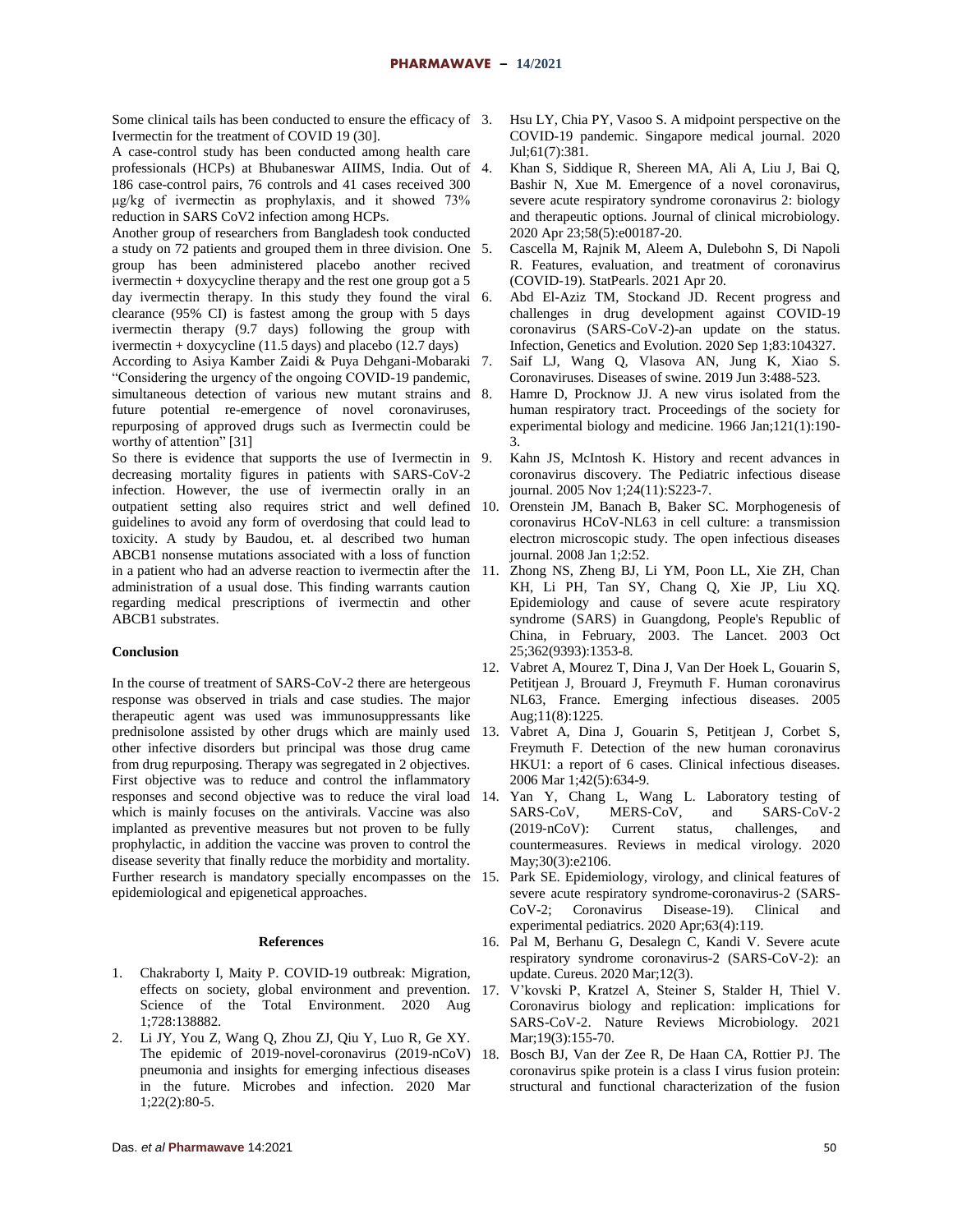Some clinical tails has been conducted to ensure the efficacy of Ivermectin for the treatment of COVID 19 (30).

A case-control study has been conducted among health care professionals (HCPs) at Bhubaneswar AIIMS, India. Out of 186 case-control pairs, 76 controls and 41 cases received 300 μg/kg of ivermectin as prophylaxis, and it showed 73% reduction in SARS CoV2 infection among HCPs.

Another group of researchers from Bangladesh took conducted a study on 72 patients and grouped them in three division. One group has been administered placebo another recived ivermectin + doxycycline therapy and the rest one group got a 5 day ivermectin therapy. In this study they found the viral clearance (95% CI) is fastest among the group with 5 days ivermectin therapy (9.7 days) following the group with ivermectin + doxycycline (11.5 days) and placebo (12.7 days)

According to Asiya Kamber Zaidi & Puya Dehgani-Mobaraki "Considering the urgency of the ongoing COVID-19 pandemic, simultaneous detection of various new mutant strains and future potential re-emergence of novel coronaviruses, repurposing of approved drugs such as Ivermectin could be worthy of attention" [31]

So there is evidence that supports the use of Ivermectin in decreasing mortality figures in patients with SARS-CoV-2 infection. However, the use of ivermectin orally in an outpatient setting also requires strict and well defined guidelines to avoid any form of overdosing that could lead to toxicity. A study by Baudou, et. al described two human ABCB1 nonsense mutations associated with a loss of function in a patient who had an adverse reaction to ivermectin after the administration of a usual dose. This finding warrants caution regarding medical prescriptions of ivermectin and other ABCB1 substrates.

## Conclusion

In the course of treatment of SARS-CoV-2 there are hetergeous response was observed in trials and case studies. The major therapeutic agent was used was immunosuppressants like prednisolone assisted by other drugs which are mainly used other infective disorders but principal was those drug came from drug repurposing. Therapy was segregated in 2 objectives. First objective was to reduce and control the inflammatory responses and second objective was to reduce the viral load which is mainly focuses on the antivirals. Vaccine was also implanted as preventive measures but not proven to be fully prophylactic, in addition the vaccine was proven to control the disease severity that finally reduce the morbidity and mortality. Further research is mandatory specially encompasses on the epidemiological and epigenetical approaches.

## References

1. Chakraborty I, Maity P. COVID-19 outbreak: Migration, effects on society, global environment and prevention. Science of the Total Environment. 2020 Aug 1;728:138882.
2. Li JY, You Z, Wang Q, Zhou ZJ, Qiu Y, Luo R, Ge XY. The epidemic of 2019-novel-coronavirus (2019-nCoV) pneumonia and insights for emerging infectious diseases in the future. Microbes and infection. 2020 Mar 1;22(2):80-5.
3. Hsu LY, Chia PY, Vasoo S. A midpoint perspective on the COVID-19 pandemic. Singapore medical journal. 2020 Jul;61(7):381.
4. Khan S, Siddique R, Shereen MA, Ali A, Liu J, Bai Q, Bashir N, Xue M. Emergence of a novel coronavirus, severe acute respiratory syndrome coronavirus 2: biology and therapeutic options. Journal of clinical microbiology. 2020 Apr 23;58(5):e00187-20.
5. Cascella M, Rajnik M, Aleem A, Dulebohn S, Di Napoli R. Features, evaluation, and treatment of coronavirus (COVID-19). StatPearls. 2021 Apr 20.
6. Abd El-Aziz TM, Stockand JD. Recent progress and challenges in drug development against COVID-19 coronavirus (SARS-CoV-2)-an update on the status. Infection, Genetics and Evolution. 2020 Sep 1;83:104327.
7. Saif LJ, Wang Q, Vlasova AN, Jung K, Xiao S. Coronaviruses. Diseases of swine. 2019 Jun 3:488-523.
8. Hamre D, Procknow JJ. A new virus isolated from the human respiratory tract. Proceedings of the society for experimental biology and medicine. 1966 Jan;121(1):190-3.
9. Kahn JS, McIntosh K. History and recent advances in coronavirus discovery. The Pediatric infectious disease journal. 2005 Nov 1;24(11):S223-7.
10. Orenstein JM, Banach B, Baker SC. Morphogenesis of coronavirus HCoV-NL63 in cell culture: a transmission electron microscopic study. The open infectious diseases journal. 2008 Jan 1;2:52.
11. Zhong NS, Zheng BJ, Li YM, Poon LL, Xie ZH, Chan KH, Li PH, Tan SY, Chang Q, Xie JP, Liu XQ. Epidemiology and cause of severe acute respiratory syndrome (SARS) in Guangdong, People's Republic of China, in February, 2003. The Lancet. 2003 Oct 25;362(9393):1353-8.
12. Vabret A, Mourez T, Dina J, Van Der Hoek L, Gouarin S, Petitjean J, Brouard J, Freymuth F. Human coronavirus NL63, France. Emerging infectious diseases. 2005 Aug;11(8):1225.
13. Vabret A, Dina J, Gouarin S, Petitjean J, Corbet S, Freymuth F. Detection of the new human coronavirus HKU1: a report of 6 cases. Clinical infectious diseases. 2006 Mar 1;42(5):634-9.
14. Yan Y, Chang L, Wang L. Laboratory testing of SARS-CoV, MERS-CoV, and SARS-CoV-2 (2019-nCoV): Current status, challenges, and countermeasures. Reviews in medical virology. 2020 May;30(3):e2106.
15. Park SE. Epidemiology, virology, and clinical features of severe acute respiratory syndrome-coronavirus-2 (SARS-CoV-2; Coronavirus Disease-19). Clinical and experimental pediatrics. 2020 Apr;63(4):119.
16. Pal M, Berhanu G, Desalegn C, Kandi V. Severe acute respiratory syndrome coronavirus-2 (SARS-CoV-2): an update. Cureus. 2020 Mar;12(3).
17. V'kovski P, Kratzel A, Steiner S, Stalder H, Thiel V. Coronavirus biology and replication: implications for SARS-CoV-2. Nature Reviews Microbiology. 2021 Mar;19(3):155-70.
18. Bosch BJ, Van der Zee R, De Haan CA, Rottier PJ. The coronavirus spike protein is a class I virus fusion protein: structural and functional characterization of the fusion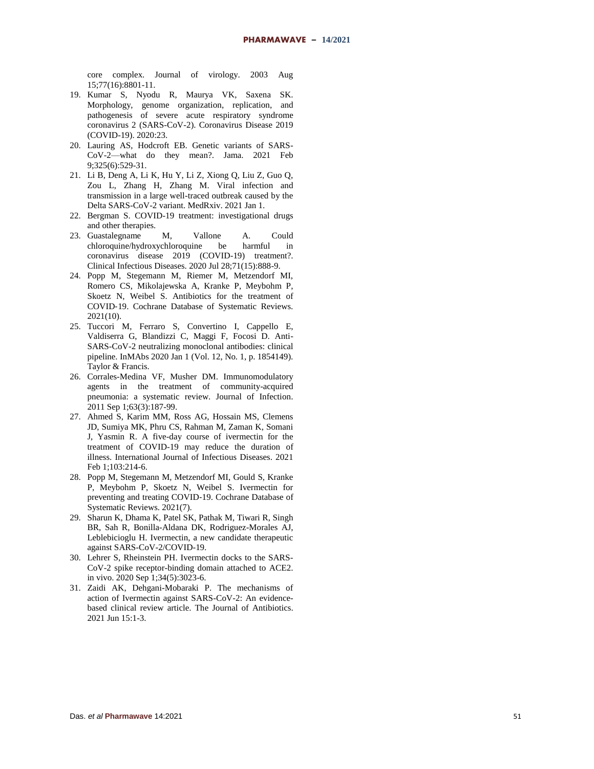core complex. Journal of virology. 2003 Aug 15;77(16):8801-11.

19. Kumar S, Nyodu R, Maurya VK, Saxena SK. Morphology, genome organization, replication, and pathogenesis of severe acute respiratory syndrome coronavirus 2 (SARS-CoV-2). Coronavirus Disease 2019 (COVID-19). 2020:23.
20. Lauring AS, Hodcroft EB. Genetic variants of SARS-CoV-2—what do they mean?. Jama. 2021 Feb 9;325(6):529-31.
21. Li B, Deng A, Li K, Hu Y, Li Z, Xiong Q, Liu Z, Guo Q, Zou L, Zhang H, Zhang M. Viral infection and transmission in a large well-traced outbreak caused by the Delta SARS-CoV-2 variant. MedRxiv. 2021 Jan 1.
22. Bergman S. COVID-19 treatment: investigational drugs and other therapies.
23. Guastalegname M, Vallone A. Could chloroquine/hydroxychloroquine be harmful in coronavirus disease 2019 (COVID-19) treatment?. Clinical Infectious Diseases. 2020 Jul 28;71(15):888-9.
24. Popp M, Stegemann M, Riemer M, Metzendorf MI, Romero CS, Mikolajewska A, Kranke P, Meybohm P, Skoetz N, Weibel S. Antibiotics for the treatment of COVID‐19. Cochrane Database of Systematic Reviews. 2021(10).
25. Tuccori M, Ferraro S, Convertino I, Cappello E, Valdiserra G, Blandizzi C, Maggi F, Focosi D. Anti-SARS-CoV-2 neutralizing monoclonal antibodies: clinical pipeline. InMAbs 2020 Jan 1 (Vol. 12, No. 1, p. 1854149). Taylor & Francis.
26. Corrales-Medina VF, Musher DM. Immunomodulatory agents in the treatment of community-acquired pneumonia: a systematic review. Journal of Infection. 2011 Sep 1;63(3):187-99.
27. Ahmed S, Karim MM, Ross AG, Hossain MS, Clemens JD, Sumiya MK, Phru CS, Rahman M, Zaman K, Somani J, Yasmin R. A five-day course of ivermectin for the treatment of COVID-19 may reduce the duration of illness. International Journal of Infectious Diseases. 2021 Feb 1;103:214-6.
28. Popp M, Stegemann M, Metzendorf MI, Gould S, Kranke P, Meybohm P, Skoetz N, Weibel S. Ivermectin for preventing and treating COVID‐19. Cochrane Database of Systematic Reviews. 2021(7).
29. Sharun K, Dhama K, Patel SK, Pathak M, Tiwari R, Singh BR, Sah R, Bonilla-Aldana DK, Rodriguez-Morales AJ, Leblebicioglu H. Ivermectin, a new candidate therapeutic against SARS-CoV-2/COVID-19.
30. Lehrer S, Rheinstein PH. Ivermectin docks to the SARS-CoV-2 spike receptor-binding domain attached to ACE2. in vivo. 2020 Sep 1;34(5):3023-6.
31. Zaidi AK, Dehgani-Mobaraki P. The mechanisms of action of Ivermectin against SARS-CoV-2: An evidence-based clinical review article. The Journal of Antibiotics. 2021 Jun 15:1-3.